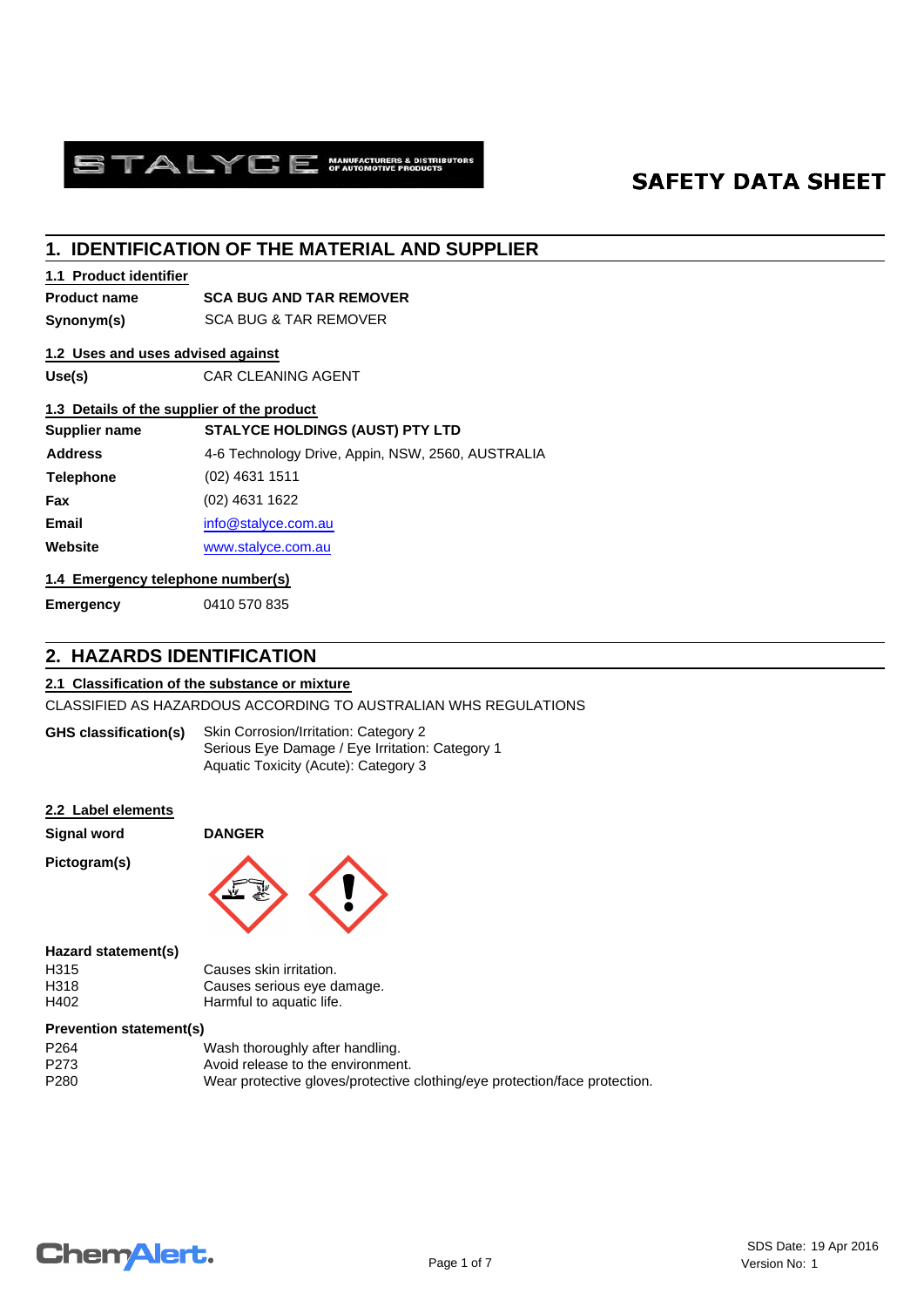STALYCE MANUFACTURERS & DISTRIBUTORS OF AUTOMOTIVE PRODUCTS

# SAFETY DATA SHEET

## 1. IDENTIFICATION OF THE MATERIAL AND SUPPLIER

### 1.1 Product identifier

| | |
|---|---|
| **Product name** | **SCA BUG AND TAR REMOVER** |
| **Synonym(s)** | SCA BUG & TAR REMOVER |

### 1.2 Uses and uses advised against

| | |
|---|---|
| **Use(s)** | CAR CLEANING AGENT |

### 1.3 Details of the supplier of the product

| | |
|---|---|
| **Supplier name** | **STALYCE HOLDINGS (AUST) PTY LTD** |
| **Address** | 4-6 Technology Drive, Appin, NSW, 2560, AUSTRALIA |
| **Telephone** | (02) 4631 1511 |
| **Fax** | (02) 4631 1622 |
| **Email** | info@stalyce.com.au |
| **Website** | www.stalyce.com.au |

### 1.4 Emergency telephone number(s)

| | |
|---|---|
| **Emergency** | 0410 570 835 |

## 2. HAZARDS IDENTIFICATION

### 2.1 Classification of the substance or mixture

CLASSIFIED AS HAZARDOUS ACCORDING TO AUSTRALIAN WHS REGULATIONS

**GHS classification(s)**
Skin Corrosion/Irritation: Category 2
Serious Eye Damage / Eye Irritation: Category 1
Aquatic Toxicity (Acute): Category 3

### 2.2 Label elements

| | |
|---|---|
| **Signal word** | **DANGER** |
| **Pictogram(s)** | |

**Hazard statement(s)**

| | |
|---|---|
| H315 | Causes skin irritation. |
| H318 | Causes serious eye damage. |
| H402 | Harmful to aquatic life. |

**Prevention statement(s)**

| | |
|---|---|
| P264 | Wash thoroughly after handling. |
| P273 | Avoid release to the environment. |
| P280 | Wear protective gloves/protective clothing/eye protection/face protection. |

SDS Date: 19 Apr 2016
Version No: 1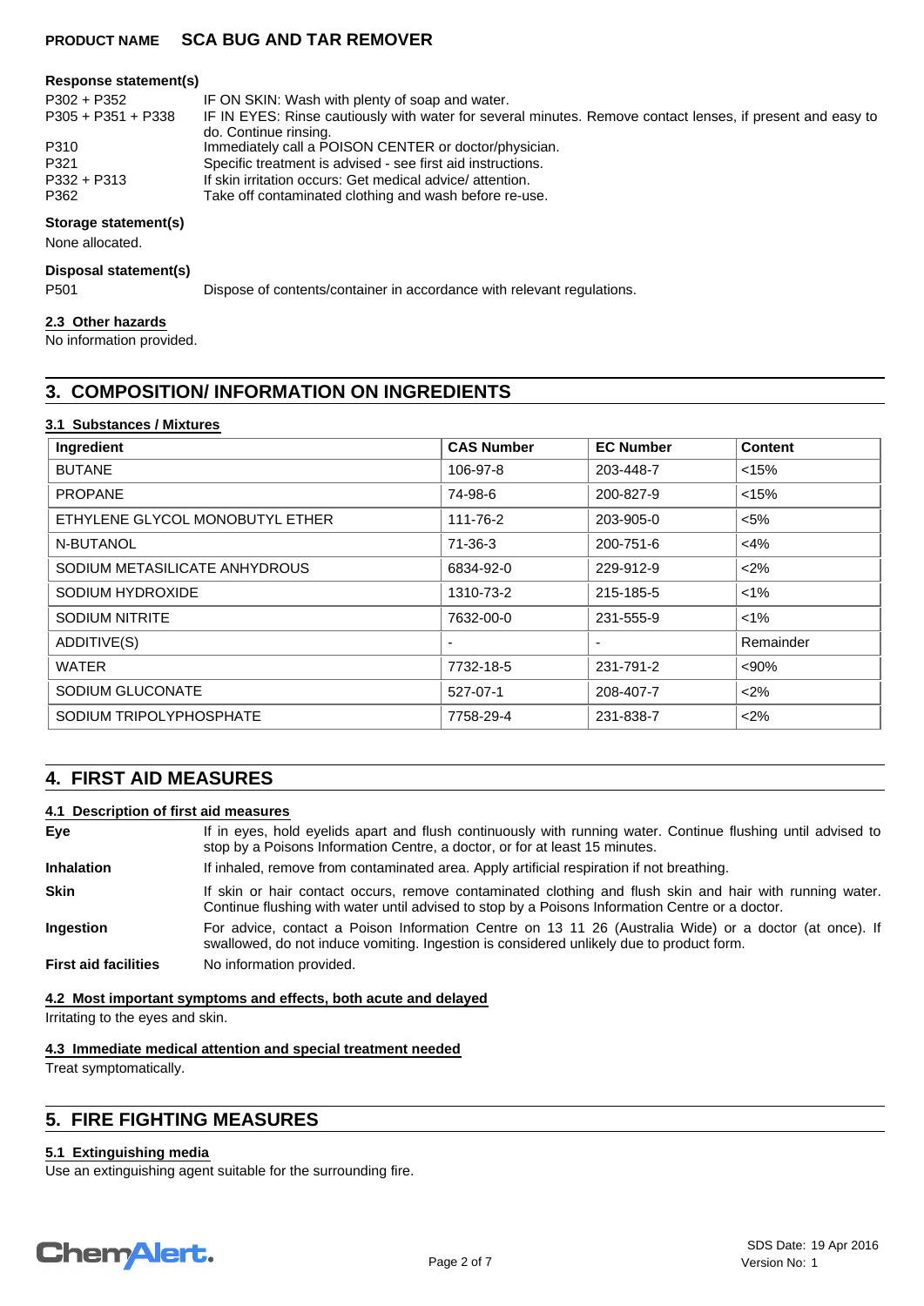**Response statement(s)**

| | |
|---|---|
| P302 + P352 | IF ON SKIN: Wash with plenty of soap and water. |
| P305 + P351 + P338 | IF IN EYES: Rinse cautiously with water for several minutes. Remove contact lenses, if present and easy to do. Continue rinsing. |
| P310 | Immediately call a POISON CENTER or doctor/physician. |
| P321 | Specific treatment is advised - see first aid instructions. |
| P332 + P313 | If skin irritation occurs: Get medical advice/ attention. |
| P362 | Take off contaminated clothing and wash before re-use. |

**Storage statement(s)**

None allocated.

**Disposal statement(s)**

| | |
|---|---|
| P501 | Dispose of contents/container in accordance with relevant regulations. |

### 2.3 Other hazards

No information provided.

## 3. COMPOSITION/ INFORMATION ON INGREDIENTS

### 3.1 Substances / Mixtures

| Ingredient | CAS Number | EC Number | Content |
|---|---|---|---|
| BUTANE | 106-97-8 | 203-448-7 | <15% |
| PROPANE | 74-98-6 | 200-827-9 | <15% |
| ETHYLENE GLYCOL MONOBUTYL ETHER | 111-76-2 | 203-905-0 | <5% |
| N-BUTANOL | 71-36-3 | 200-751-6 | <4% |
| SODIUM METASILICATE ANHYDROUS | 6834-92-0 | 229-912-9 | <2% |
| SODIUM HYDROXIDE | 1310-73-2 | 215-185-5 | <1% |
| SODIUM NITRITE | 7632-00-0 | 231-555-9 | <1% |
| ADDITIVE(S) | - | - | Remainder |
| WATER | 7732-18-5 | 231-791-2 | <90% |
| SODIUM GLUCONATE | 527-07-1 | 208-407-7 | <2% |
| SODIUM TRIPOLYPHOSPHATE | 7758-29-4 | 231-838-7 | <2% |

## 4. FIRST AID MEASURES

### 4.1 Description of first aid measures

| | |
|---|---|
| **Eye** | If in eyes, hold eyelids apart and flush continuously with running water. Continue flushing until advised to stop by a Poisons Information Centre, a doctor, or for at least 15 minutes. |
| **Inhalation** | If inhaled, remove from contaminated area. Apply artificial respiration if not breathing. |
| **Skin** | If skin or hair contact occurs, remove contaminated clothing and flush skin and hair with running water. Continue flushing with water until advised to stop by a Poisons Information Centre or a doctor. |
| **Ingestion** | For advice, contact a Poison Information Centre on 13 11 26 (Australia Wide) or a doctor (at once). If swallowed, do not induce vomiting. Ingestion is considered unlikely due to product form. |
| **First aid facilities** | No information provided. |

### 4.2 Most important symptoms and effects, both acute and delayed

Irritating to the eyes and skin.

### 4.3 Immediate medical attention and special treatment needed

Treat symptomatically.

## 5. FIRE FIGHTING MEASURES

### 5.1 Extinguishing media

Use an extinguishing agent suitable for the surrounding fire.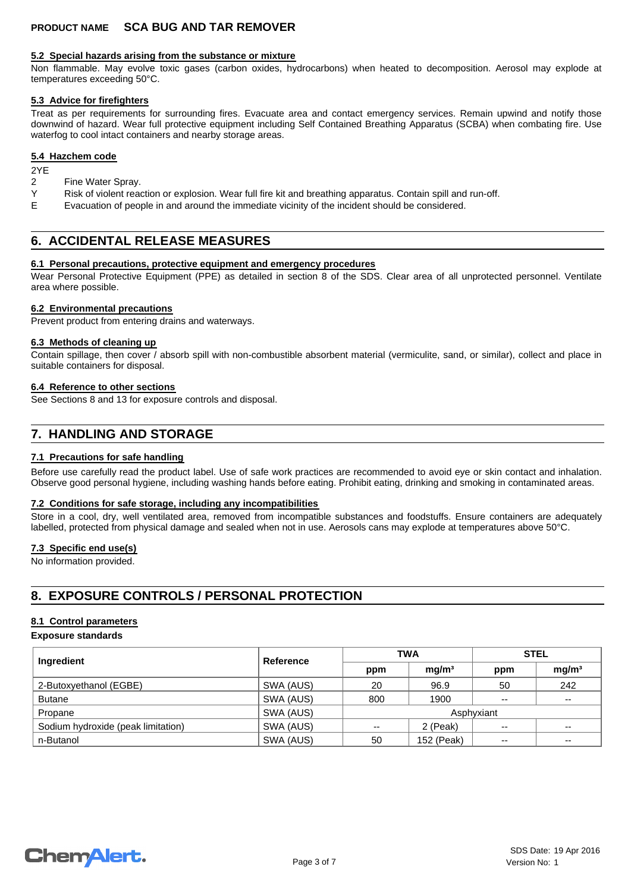### 5.2 Special hazards arising from the substance or mixture

Non flammable. May evolve toxic gases (carbon oxides, hydrocarbons) when heated to decomposition. Aerosol may explode at temperatures exceeding 50°C.

### 5.3 Advice for firefighters

Treat as per requirements for surrounding fires. Evacuate area and contact emergency services. Remain upwind and notify those downwind of hazard. Wear full protective equipment including Self Contained Breathing Apparatus (SCBA) when combating fire. Use waterfog to cool intact containers and nearby storage areas.

### 5.4 Hazchem code

2YE

2 Fine Water Spray.

Y Risk of violent reaction or explosion. Wear full fire kit and breathing apparatus. Contain spill and run-off.

E Evacuation of people in and around the immediate vicinity of the incident should be considered.

## 6. ACCIDENTAL RELEASE MEASURES

### 6.1 Personal precautions, protective equipment and emergency procedures

Wear Personal Protective Equipment (PPE) as detailed in section 8 of the SDS. Clear area of all unprotected personnel. Ventilate area where possible.

### 6.2 Environmental precautions

Prevent product from entering drains and waterways.

### 6.3 Methods of cleaning up

Contain spillage, then cover / absorb spill with non-combustible absorbent material (vermiculite, sand, or similar), collect and place in suitable containers for disposal.

### 6.4 Reference to other sections

See Sections 8 and 13 for exposure controls and disposal.

## 7. HANDLING AND STORAGE

### 7.1 Precautions for safe handling

Before use carefully read the product label. Use of safe work practices are recommended to avoid eye or skin contact and inhalation. Observe good personal hygiene, including washing hands before eating. Prohibit eating, drinking and smoking in contaminated areas.

### 7.2 Conditions for safe storage, including any incompatibilities

Store in a cool, dry, well ventilated area, removed from incompatible substances and foodstuffs. Ensure containers are adequately labelled, protected from physical damage and sealed when not in use. Aerosols cans may explode at temperatures above 50°C.

### 7.3 Specific end use(s)

No information provided.

## 8. EXPOSURE CONTROLS / PERSONAL PROTECTION

### 8.1 Control parameters

**Exposure standards**

| Ingredient | Reference | TWA | | STEL | |
|---|---|---|---|---|---|
| | | ppm | mg/m³ | ppm | mg/m³ |
| 2-Butoxyethanol (EGBE) | SWA (AUS) | 20 | 96.9 | 50 | 242 |
| Butane | SWA (AUS) | 800 | 1900 | -- | -- |
| Propane | SWA (AUS) | Asphyxiant | | | |
| Sodium hydroxide (peak limitation) | SWA (AUS) | -- | 2 (Peak) | -- | -- |
| n-Butanol | SWA (AUS) | 50 | 152 (Peak) | -- | -- |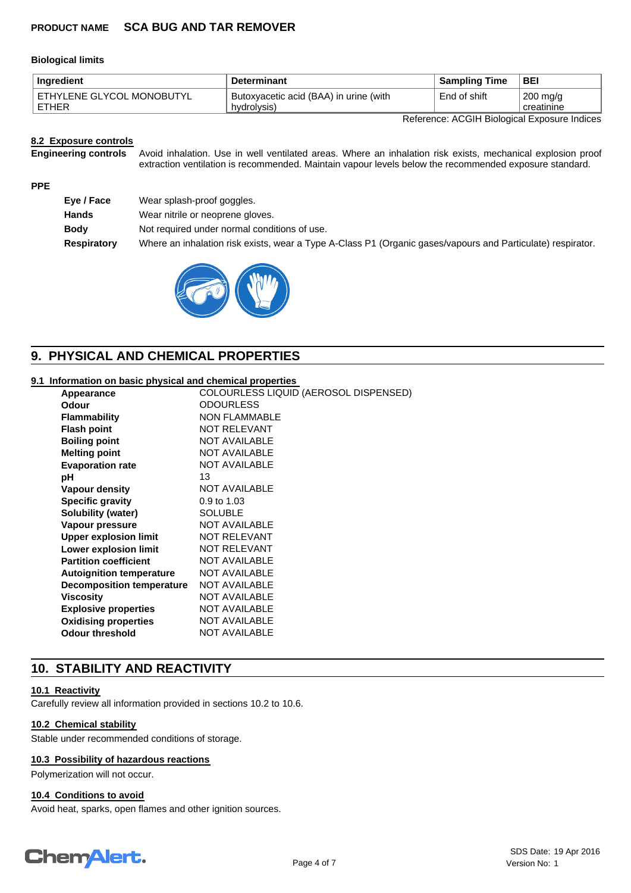**Biological limits**

| Ingredient | Determinant | Sampling Time | BEI |
| --- | --- | --- | --- |
| ETHYLENE GLYCOL MONOBUTYL ETHER | Butoxyacetic acid (BAA) in urine (with hydrolysis) | End of shift | 200 mg/g creatinine |

Reference: ACGIH Biological Exposure Indices

**8.2 Exposure controls**

**Engineering controls** Avoid inhalation. Use in well ventilated areas. Where an inhalation risk exists, mechanical explosion proof extraction ventilation is recommended. Maintain vapour levels below the recommended exposure standard.

**PPE**

| | |
| --- | --- |
| **Eye / Face** | Wear splash-proof goggles. |
| **Hands** | Wear nitrile or neoprene gloves. |
| **Body** | Not required under normal conditions of use. |
| **Respiratory** | Where an inhalation risk exists, wear a Type A-Class P1 (Organic gases/vapours and Particulate) respirator. |

## 9. PHYSICAL AND CHEMICAL PROPERTIES

**9.1 Information on basic physical and chemical properties**

| | |
| --- | --- |
| **Appearance** | COLOURLESS LIQUID (AEROSOL DISPENSED) |
| **Odour** | ODOURLESS |
| **Flammability** | NON FLAMMABLE |
| **Flash point** | NOT RELEVANT |
| **Boiling point** | NOT AVAILABLE |
| **Melting point** | NOT AVAILABLE |
| **Evaporation rate** | NOT AVAILABLE |
| **pH** | 13 |
| **Vapour density** | NOT AVAILABLE |
| **Specific gravity** | 0.9 to 1.03 |
| **Solubility (water)** | SOLUBLE |
| **Vapour pressure** | NOT AVAILABLE |
| **Upper explosion limit** | NOT RELEVANT |
| **Lower explosion limit** | NOT RELEVANT |
| **Partition coefficient** | NOT AVAILABLE |
| **Autoignition temperature** | NOT AVAILABLE |
| **Decomposition temperature** | NOT AVAILABLE |
| **Viscosity** | NOT AVAILABLE |
| **Explosive properties** | NOT AVAILABLE |
| **Oxidising properties** | NOT AVAILABLE |
| **Odour threshold** | NOT AVAILABLE |

## 10. STABILITY AND REACTIVITY

**10.1 Reactivity**

Carefully review all information provided in sections 10.2 to 10.6.

**10.2 Chemical stability**

Stable under recommended conditions of storage.

**10.3 Possibility of hazardous reactions**

Polymerization will not occur.

**10.4 Conditions to avoid**

Avoid heat, sparks, open flames and other ignition sources.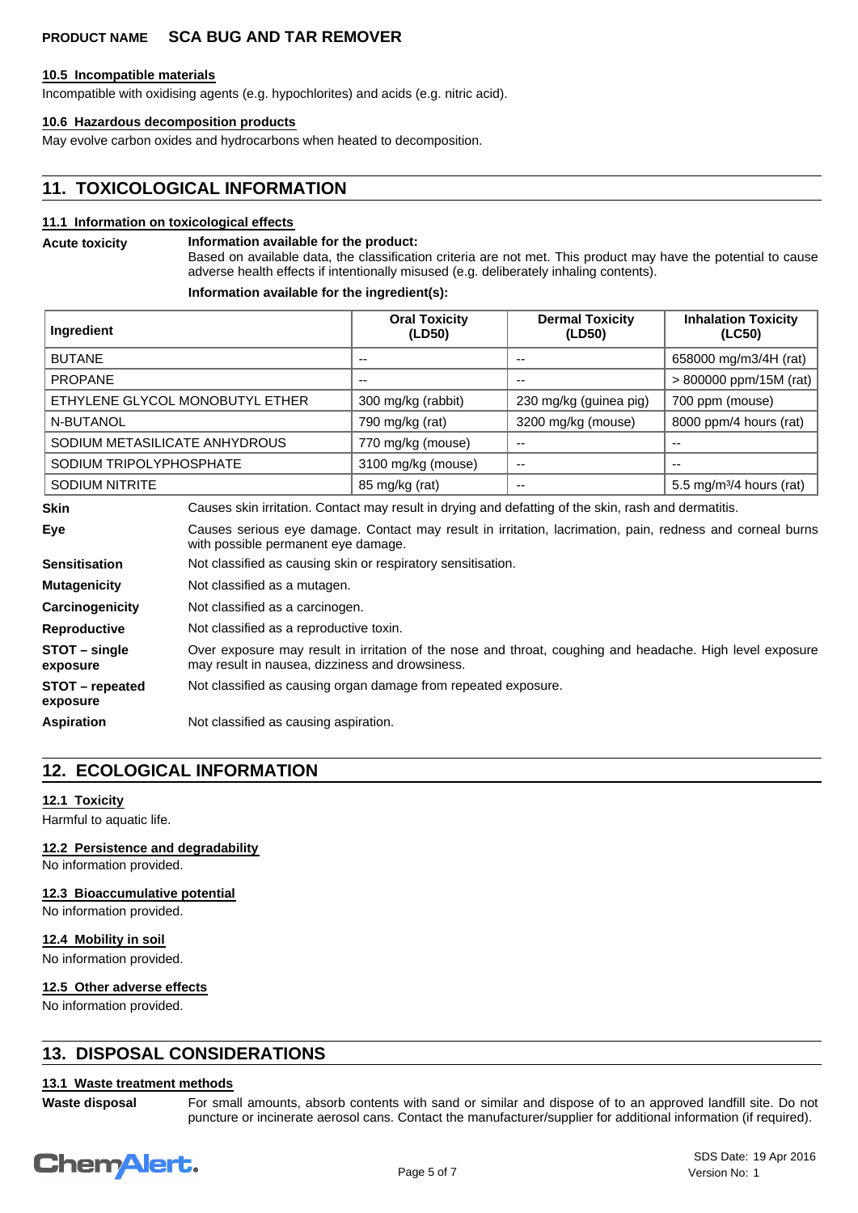#### 10.5 Incompatible materials

Incompatible with oxidising agents (e.g. hypochlorites) and acids (e.g. nitric acid).

#### 10.6 Hazardous decomposition products

May evolve carbon oxides and hydrocarbons when heated to decomposition.

## 11. TOXICOLOGICAL INFORMATION

#### 11.1 Information on toxicological effects

**Acute toxicity**

**Information available for the product:**
Based on available data, the classification criteria are not met. This product may have the potential to cause adverse health effects if intentionally misused (e.g. deliberately inhaling contents).

**Information available for the ingredient(s):**

| Ingredient | Oral Toxicity (LD50) | Dermal Toxicity (LD50) | Inhalation Toxicity (LC50) |
|---|---|---|---|
| BUTANE | -- | -- | 658000 mg/m3/4H (rat) |
| PROPANE | -- | -- | > 800000 ppm/15M (rat) |
| ETHYLENE GLYCOL MONOBUTYL ETHER | 300 mg/kg (rabbit) | 230 mg/kg (guinea pig) | 700 ppm (mouse) |
| N-BUTANOL | 790 mg/kg (rat) | 3200 mg/kg (mouse) | 8000 ppm/4 hours (rat) |
| SODIUM METASILICATE ANHYDROUS | 770 mg/kg (mouse) | -- | -- |
| SODIUM TRIPOLYPHOSPHATE | 3100 mg/kg (mouse) | -- | -- |
| SODIUM NITRITE | 85 mg/kg (rat) | -- | 5.5 mg/m³/4 hours (rat) |

**Skin** Causes skin irritation. Contact may result in drying and defatting of the skin, rash and dermatitis.

**Eye** Causes serious eye damage. Contact may result in irritation, lacrimation, pain, redness and corneal burns with possible permanent eye damage.

**Sensitisation** Not classified as causing skin or respiratory sensitisation.

**Mutagenicity** Not classified as a mutagen.

**Carcinogenicity** Not classified as a carcinogen.

**Reproductive** Not classified as a reproductive toxin.

**STOT – single exposure** Over exposure may result in irritation of the nose and throat, coughing and headache. High level exposure may result in nausea, dizziness and drowsiness.

**STOT – repeated exposure** Not classified as causing organ damage from repeated exposure.

**Aspiration** Not classified as causing aspiration.

## 12. ECOLOGICAL INFORMATION

#### 12.1 Toxicity

Harmful to aquatic life.

#### 12.2 Persistence and degradability

No information provided.

#### 12.3 Bioaccumulative potential

No information provided.

#### 12.4 Mobility in soil

No information provided.

#### 12.5 Other adverse effects

No information provided.

## 13. DISPOSAL CONSIDERATIONS

#### 13.1 Waste treatment methods

**Waste disposal** For small amounts, absorb contents with sand or similar and dispose of to an approved landfill site. Do not puncture or incinerate aerosol cans. Contact the manufacturer/supplier for additional information (if required).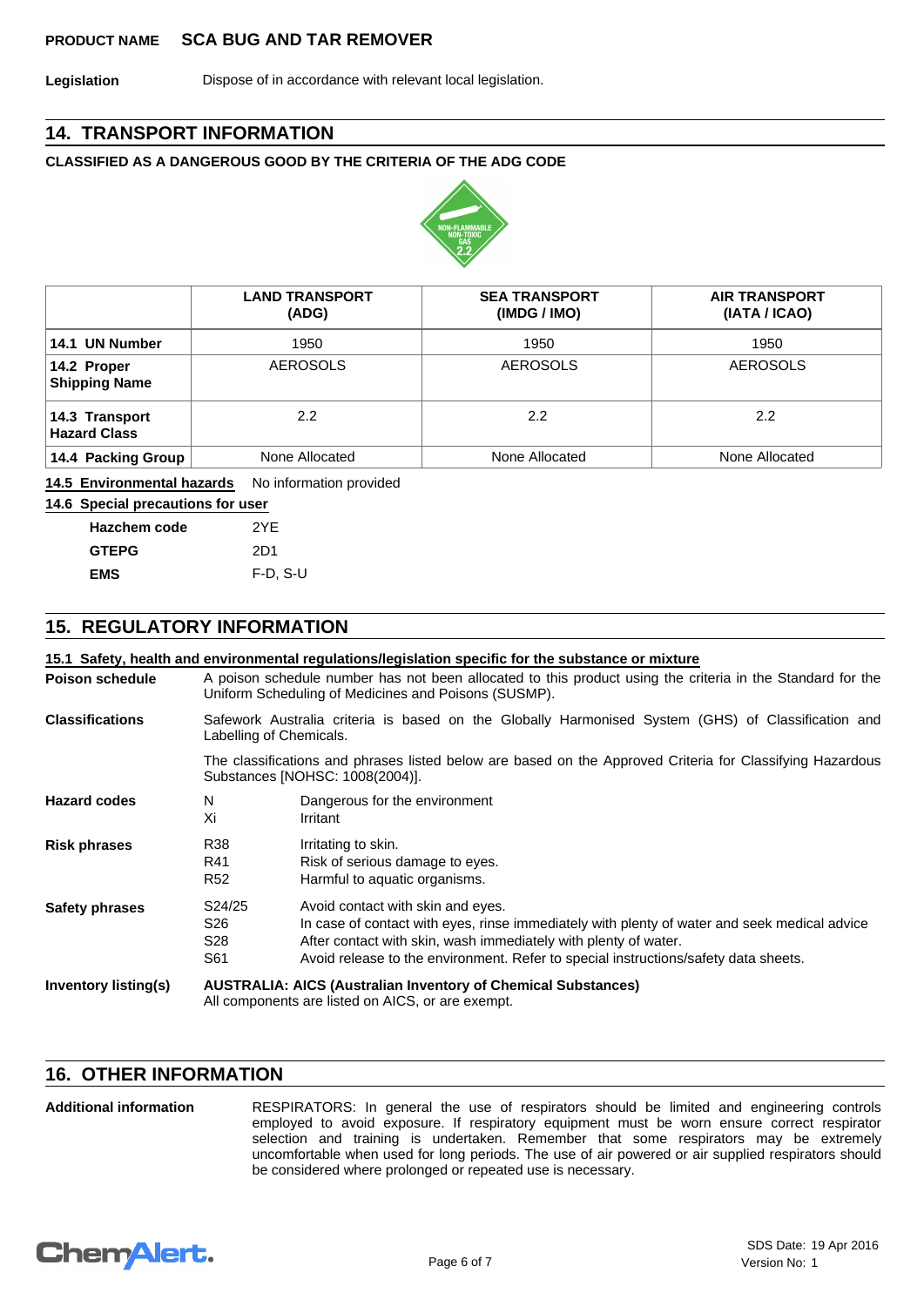**Legislation** Dispose of in accordance with relevant local legislation.

## 14. TRANSPORT INFORMATION

**CLASSIFIED AS A DANGEROUS GOOD BY THE CRITERIA OF THE ADG CODE**

| | LAND TRANSPORT (ADG) | SEA TRANSPORT (IMDG / IMO) | AIR TRANSPORT (IATA / ICAO) |
|---|---|---|---|
| **14.1 UN Number** | 1950 | 1950 | 1950 |
| **14.2 Proper Shipping Name** | AEROSOLS | AEROSOLS | AEROSOLS |
| **14.3 Transport Hazard Class** | 2.2 | 2.2 | 2.2 |
| **14.4 Packing Group** | None Allocated | None Allocated | None Allocated |

**14.5 Environmental hazards** No information provided

**14.6 Special precautions for user**

| | |
|---|---|
| **Hazchem code** | 2YE |
| **GTEPG** | 2D1 |
| **EMS** | F-D, S-U |

## 15. REGULATORY INFORMATION

**15.1 Safety, health and environmental regulations/legislation specific for the substance or mixture**

**Poison schedule** A poison schedule number has not been allocated to this product using the criteria in the Standard for the Uniform Scheduling of Medicines and Poisons (SUSMP).

**Classifications** Safework Australia criteria is based on the Globally Harmonised System (GHS) of Classification and Labelling of Chemicals.

The classifications and phrases listed below are based on the Approved Criteria for Classifying Hazardous Substances [NOHSC: 1008(2004)].

**Hazard codes**

| | |
|---|---|
| N | Dangerous for the environment |
| Xi | Irritant |

**Risk phrases**

| | |
|---|---|
| R38 | Irritating to skin. |
| R41 | Risk of serious damage to eyes. |
| R52 | Harmful to aquatic organisms. |

**Safety phrases**

| | |
|---|---|
| S24/25 | Avoid contact with skin and eyes. |
| S26 | In case of contact with eyes, rinse immediately with plenty of water and seek medical advice |
| S28 | After contact with skin, wash immediately with plenty of water. |
| S61 | Avoid release to the environment. Refer to special instructions/safety data sheets. |

**Inventory listing(s)** **AUSTRALIA: AICS (Australian Inventory of Chemical Substances)**
All components are listed on AICS, or are exempt.

## 16. OTHER INFORMATION

**Additional information** RESPIRATORS: In general the use of respirators should be limited and engineering controls employed to avoid exposure. If respiratory equipment must be worn ensure correct respirator selection and training is undertaken. Remember that some respirators may be extremely uncomfortable when used for long periods. The use of air powered or air supplied respirators should be considered where prolonged or repeated use is necessary.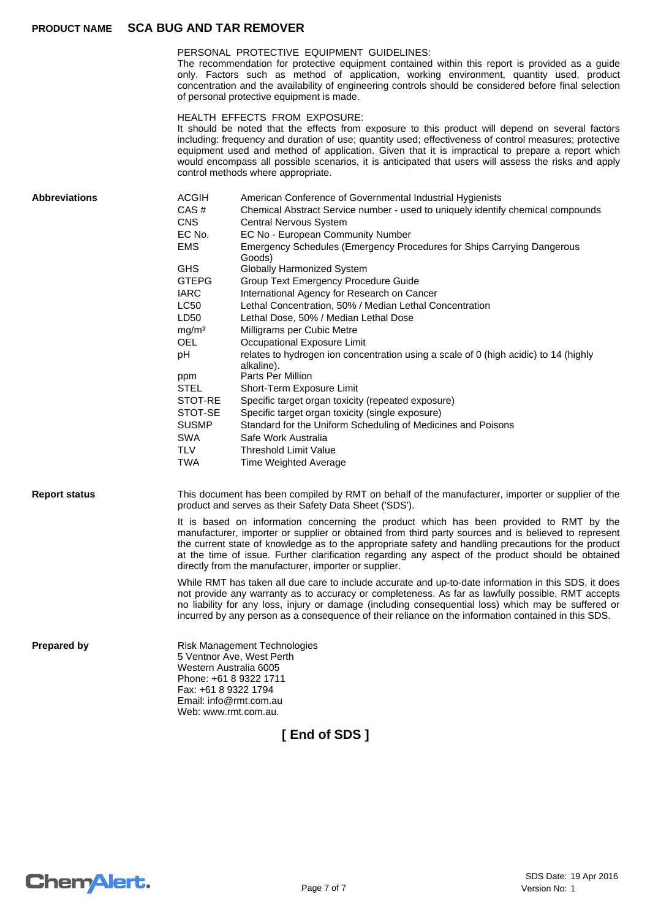PERSONAL PROTECTIVE EQUIPMENT GUIDELINES:
The recommendation for protective equipment contained within this report is provided as a guide only. Factors such as method of application, working environment, quantity used, product concentration and the availability of engineering controls should be considered before final selection of personal protective equipment is made.

HEALTH EFFECTS FROM EXPOSURE:
It should be noted that the effects from exposure to this product will depend on several factors including: frequency and duration of use; quantity used; effectiveness of control measures; protective equipment used and method of application. Given that it is impractical to prepare a report which would encompass all possible scenarios, it is anticipated that users will assess the risks and apply control methods where appropriate.

**Abbreviations**

| | |
|---|---|
| ACGIH | American Conference of Governmental Industrial Hygienists |
| CAS # | Chemical Abstract Service number - used to uniquely identify chemical compounds |
| CNS | Central Nervous System |
| EC No. | EC No - European Community Number |
| EMS | Emergency Schedules (Emergency Procedures for Ships Carrying Dangerous Goods) |
| GHS | Globally Harmonized System |
| GTEPG | Group Text Emergency Procedure Guide |
| IARC | International Agency for Research on Cancer |
| LC50 | Lethal Concentration, 50% / Median Lethal Concentration |
| LD50 | Lethal Dose, 50% / Median Lethal Dose |
| $mg/m^3$ | Milligrams per Cubic Metre |
| OEL | Occupational Exposure Limit |
| pH | relates to hydrogen ion concentration using a scale of 0 (high acidic) to 14 (highly alkaline). |
| ppm | Parts Per Million |
| STEL | Short-Term Exposure Limit |
| STOT-RE | Specific target organ toxicity (repeated exposure) |
| STOT-SE | Specific target organ toxicity (single exposure) |
| SUSMP | Standard for the Uniform Scheduling of Medicines and Poisons |
| SWA | Safe Work Australia |
| TLV | Threshold Limit Value |
| TWA | Time Weighted Average |

**Report status**

This document has been compiled by RMT on behalf of the manufacturer, importer or supplier of the product and serves as their Safety Data Sheet ('SDS').

It is based on information concerning the product which has been provided to RMT by the manufacturer, importer or supplier or obtained from third party sources and is believed to represent the current state of knowledge as to the appropriate safety and handling precautions for the product at the time of issue. Further clarification regarding any aspect of the product should be obtained directly from the manufacturer, importer or supplier.

While RMT has taken all due care to include accurate and up-to-date information in this SDS, it does not provide any warranty as to accuracy or completeness. As far as lawfully possible, RMT accepts no liability for any loss, injury or damage (including consequential loss) which may be suffered or incurred by any person as a consequence of their reliance on the information contained in this SDS.

**Prepared by**

Risk Management Technologies
5 Ventnor Ave, West Perth
Western Australia 6005
Phone: +61 8 9322 1711
Fax: +61 8 9322 1794
Email: info@rmt.com.au
Web: www.rmt.com.au.

**[ End of SDS ]**